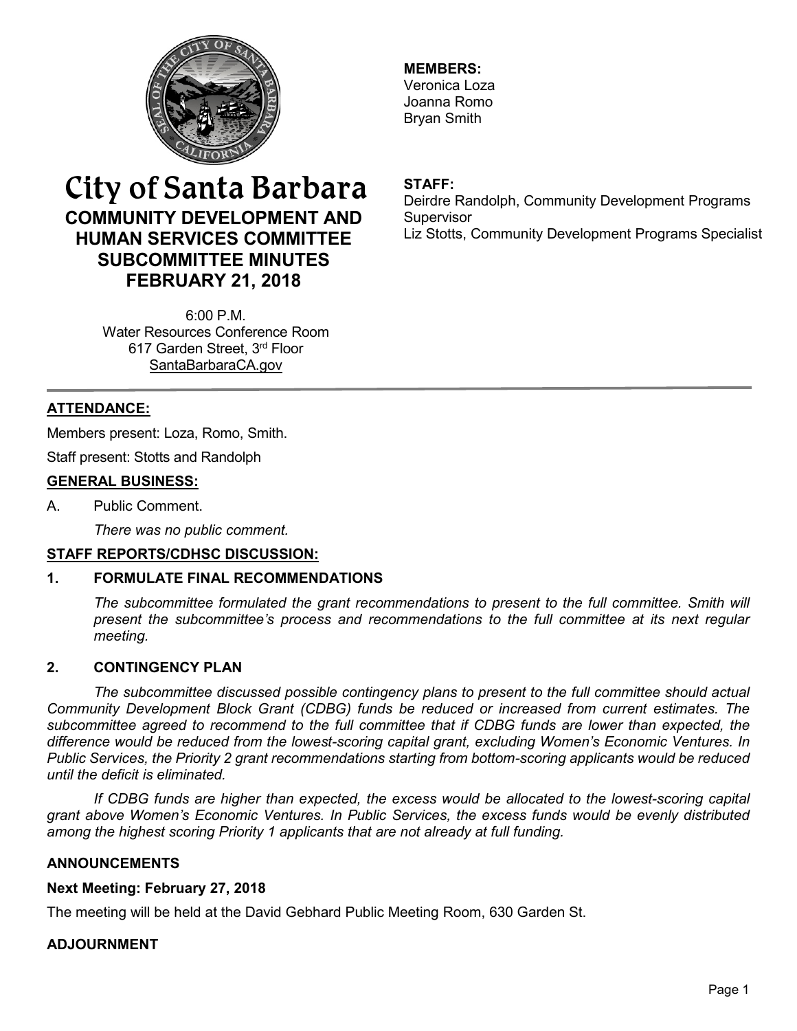# City of Santa Barbara

## COMMUNITY DEVELOPMENT AND HUMAN SERVICES COMMITTEE SUBCOMMITTEE MINUTES FEBRUARY 21, 2018

6:00 P.M.
Water Resources Conference Room
617 Garden Street, 3rd Floor
SantaBarbaraCA.gov

**MEMBERS:**
Veronica Loza
Joanna Romo
Bryan Smith

**STAFF:**
Deirdre Randolph, Community Development Programs Supervisor
Liz Stotts, Community Development Programs Specialist

---

### ATTENDANCE:

Members present: Loza, Romo, Smith.

Staff present: Stotts and Randolph

### GENERAL BUSINESS:

A. Public Comment.

*There was no public comment.*

### STAFF REPORTS/CDHSC DISCUSSION:

#### 1. FORMULATE FINAL RECOMMENDATIONS

*The subcommittee formulated the grant recommendations to present to the full committee. Smith will present the subcommittee's process and recommendations to the full committee at its next regular meeting.*

#### 2. CONTINGENCY PLAN

*The subcommittee discussed possible contingency plans to present to the full committee should actual Community Development Block Grant (CDBG) funds be reduced or increased from current estimates. The subcommittee agreed to recommend to the full committee that if CDBG funds are lower than expected, the difference would be reduced from the lowest-scoring capital grant, excluding Women's Economic Ventures. In Public Services, the Priority 2 grant recommendations starting from bottom-scoring applicants would be reduced until the deficit is eliminated.*

*If CDBG funds are higher than expected, the excess would be allocated to the lowest-scoring capital grant above Women's Economic Ventures. In Public Services, the excess funds would be evenly distributed among the highest scoring Priority 1 applicants that are not already at full funding.*

### ANNOUNCEMENTS

**Next Meeting: February 27, 2018**

The meeting will be held at the David Gebhard Public Meeting Room, 630 Garden St.

### ADJOURNMENT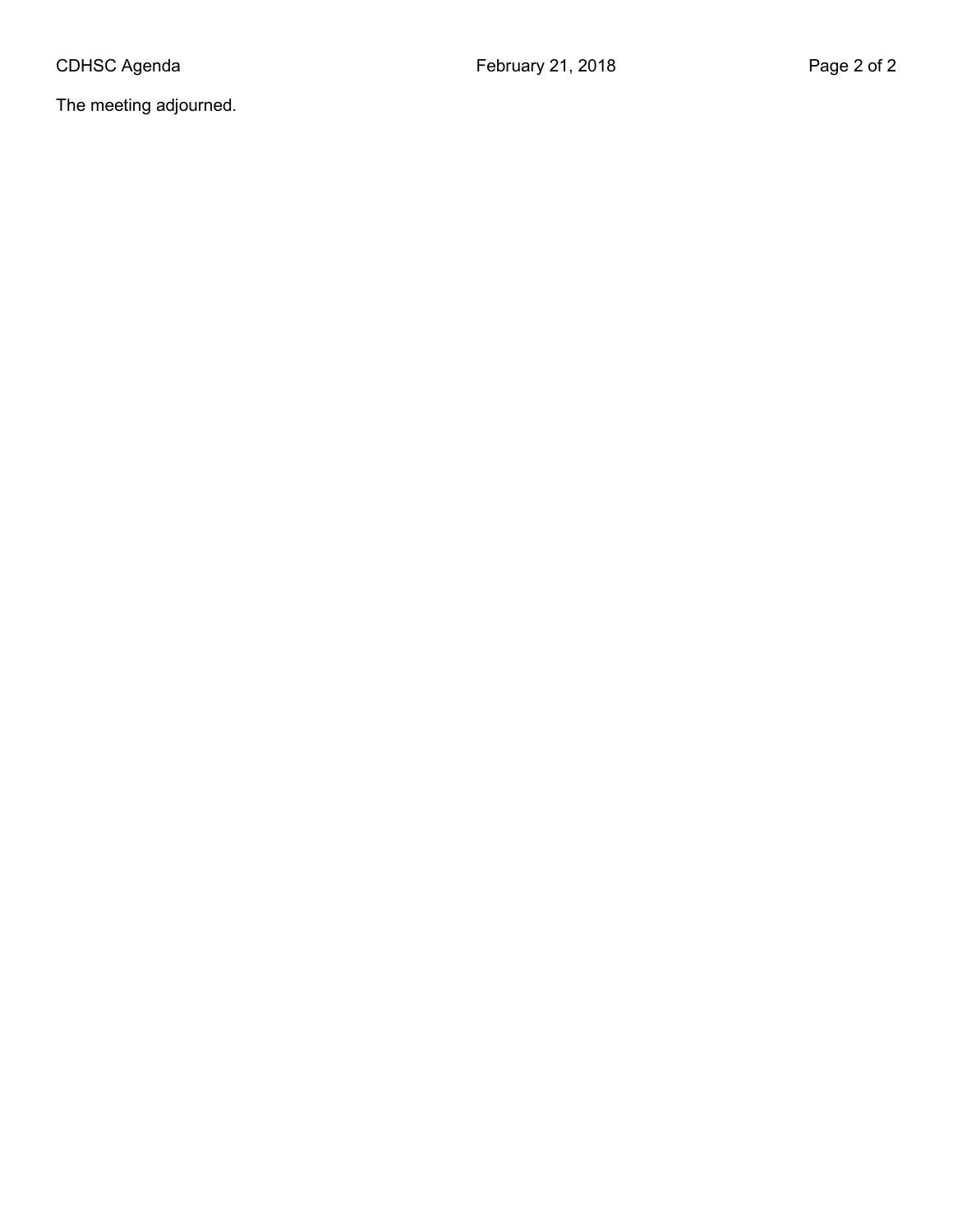The meeting adjourned.